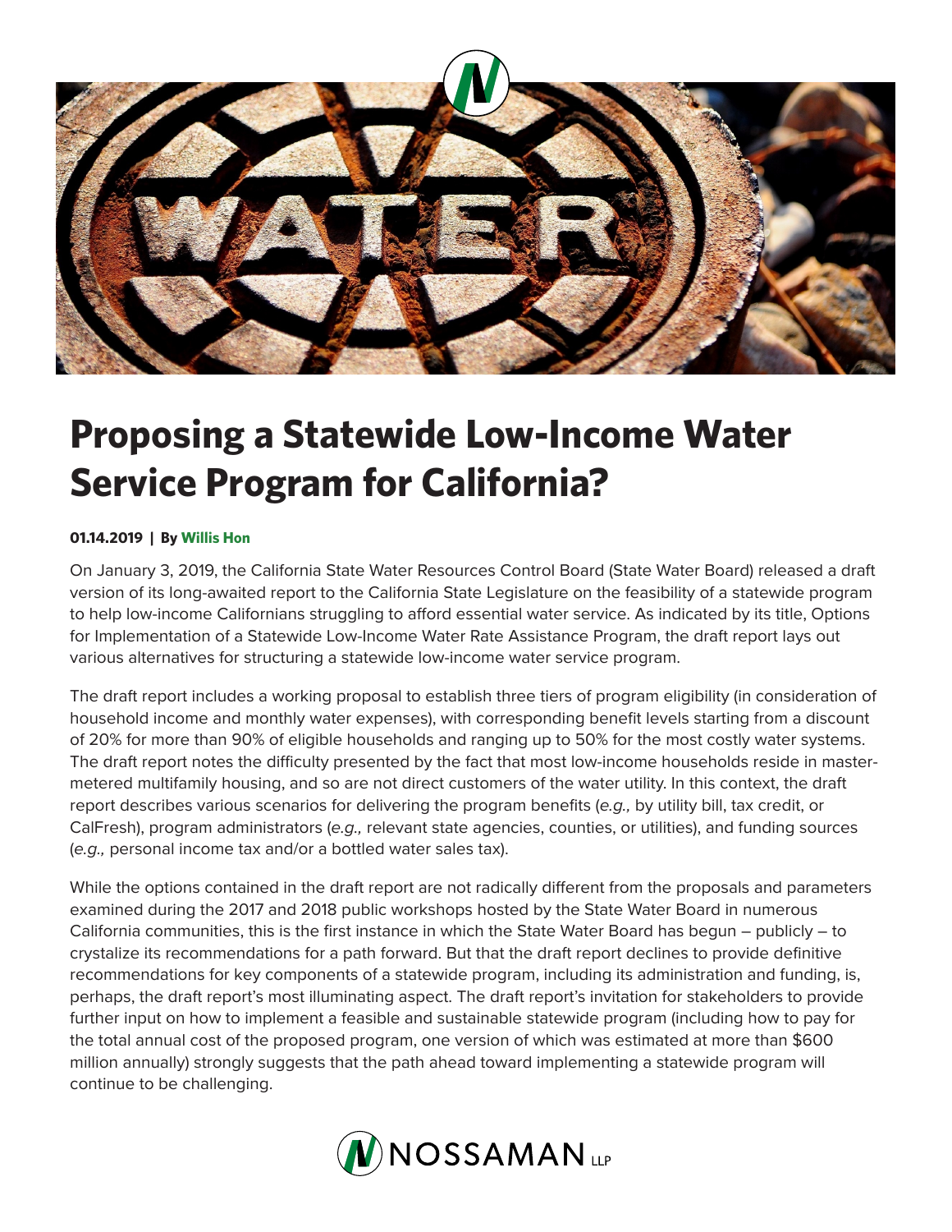# Proposing a Statewide Low-Income Water Service Program for California?

**01.14.2019 | By Willis Hon**

On January 3, 2019, the California State Water Resources Control Board (State Water Board) released a draft version of its long-awaited report to the California State Legislature on the feasibility of a statewide program to help low-income Californians struggling to afford essential water service. As indicated by its title, Options for Implementation of a Statewide Low-Income Water Rate Assistance Program, the draft report lays out various alternatives for structuring a statewide low-income water service program.

The draft report includes a working proposal to establish three tiers of program eligibility (in consideration of household income and monthly water expenses), with corresponding benefit levels starting from a discount of 20% for more than 90% of eligible households and ranging up to 50% for the most costly water systems. The draft report notes the difficulty presented by the fact that most low-income households reside in master-metered multifamily housing, and so are not direct customers of the water utility. In this context, the draft report describes various scenarios for delivering the program benefits (*e.g.,* by utility bill, tax credit, or CalFresh), program administrators (*e.g.,* relevant state agencies, counties, or utilities), and funding sources (*e.g.,* personal income tax and/or a bottled water sales tax).

While the options contained in the draft report are not radically different from the proposals and parameters examined during the 2017 and 2018 public workshops hosted by the State Water Board in numerous California communities, this is the first instance in which the State Water Board has begun – publicly – to crystalize its recommendations for a path forward. But that the draft report declines to provide definitive recommendations for key components of a statewide program, including its administration and funding, is, perhaps, the draft report's most illuminating aspect. The draft report's invitation for stakeholders to provide further input on how to implement a feasible and sustainable statewide program (including how to pay for the total annual cost of the proposed program, one version of which was estimated at more than $600 million annually) strongly suggests that the path ahead toward implementing a statewide program will continue to be challenging.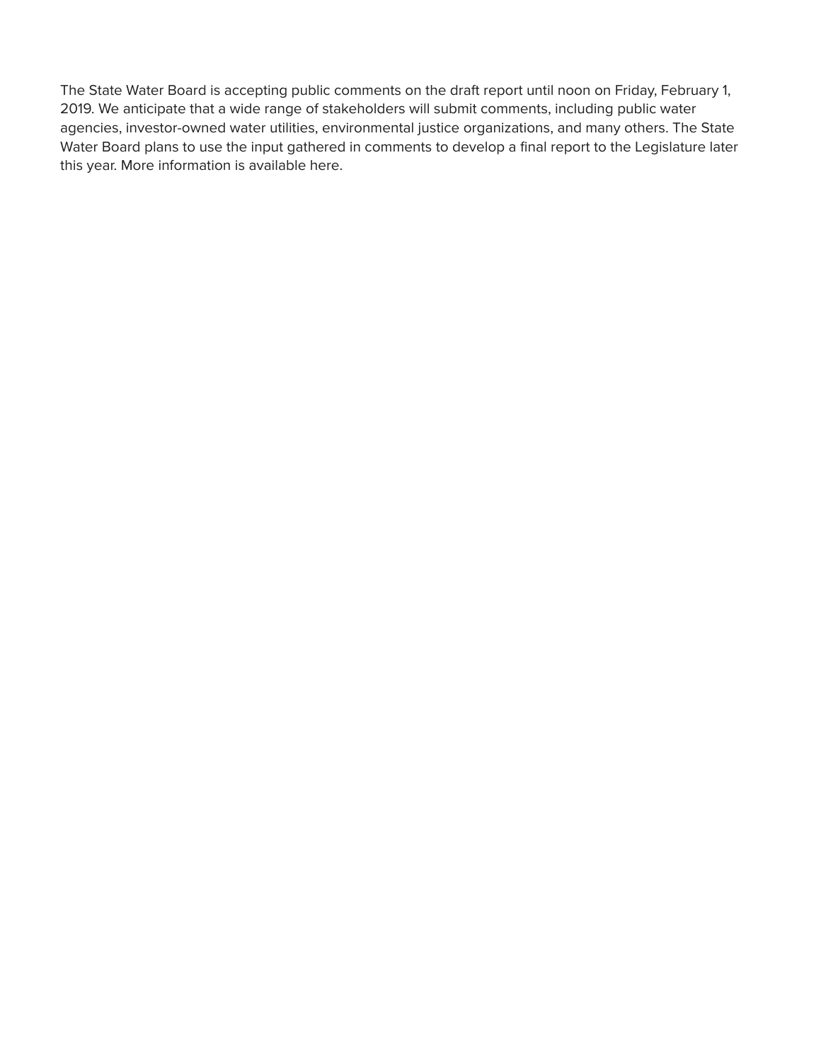The State Water Board is accepting public comments on the draft report until noon on Friday, February 1, 2019. We anticipate that a wide range of stakeholders will submit comments, including public water agencies, investor-owned water utilities, environmental justice organizations, and many others. The State Water Board plans to use the input gathered in comments to develop a final report to the Legislature later this year. More information is available here.